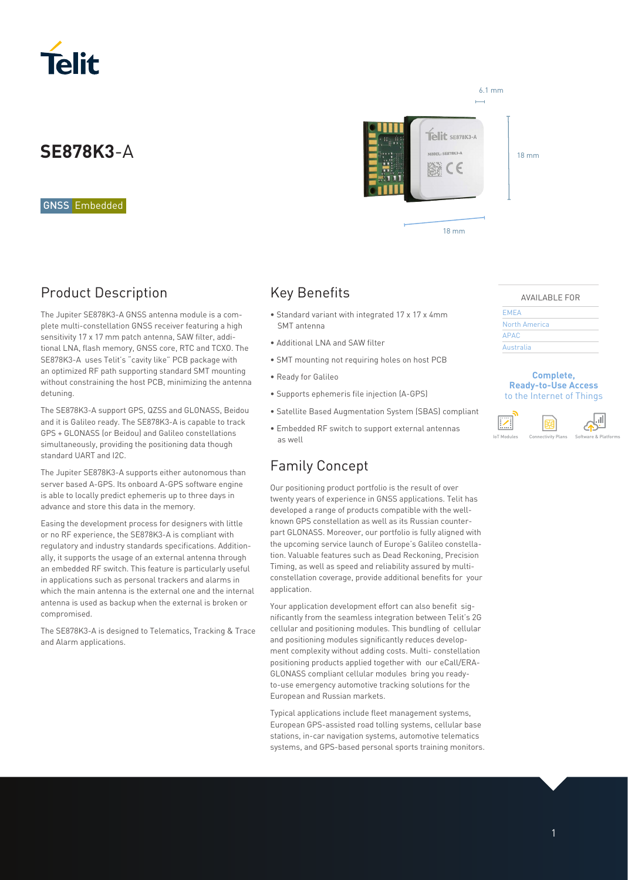# SE878K3-A

GNSS Embedded

6.1 mm

18 mm

18 mm

## Product Description

The Jupiter SE878K3-A GNSS antenna module is a complete multi-constellation GNSS receiver featuring a high sensitivity 17 x 17 mm patch antenna, SAW filter, additional LNA, flash memory, GNSS core, RTC and TCXO. The SE878K3-A uses Telit's "cavity like" PCB package with an optimized RF path supporting standard SMT mounting without constraining the host PCB, minimizing the antenna detuning.

The SE878K3-A support GPS, QZSS and GLONASS, Beidou and it is Galileo ready. The SE878K3-A is capable to track GPS + GLONASS (or Beidou) and Galileo constellations simultaneously, providing the positioning data though standard UART and I2C.

The Jupiter SE878K3-A supports either autonomous than server based A-GPS. Its onboard A-GPS software engine is able to locally predict ephemeris up to three days in advance and store this data in the memory.

Easing the development process for designers with little or no RF experience, the SE878K3-A is compliant with regulatory and industry standards specifications. Additionally, it supports the usage of an external antenna through an embedded RF switch. This feature is particularly useful in applications such as personal trackers and alarms in which the main antenna is the external one and the internal antenna is used as backup when the external is broken or compromised.

The SE878K3-A is designed to Telematics, Tracking & Trace and Alarm applications.

## Key Benefits

- Standard variant with integrated 17 x 17 x 4mm SMT antenna
- Additional LNA and SAW filter
- SMT mounting not requiring holes on host PCB
- Ready for Galileo
- Supports ephemeris file injection (A-GPS)
- Satellite Based Augmentation System (SBAS) compliant
- Embedded RF switch to support external antennas as well

## Family Concept

Our positioning product portfolio is the result of over twenty years of experience in GNSS applications. Telit has developed a range of products compatible with the well-known GPS constellation as well as its Russian counterpart GLONASS. Moreover, our portfolio is fully aligned with the upcoming service launch of Europe's Galileo constellation. Valuable features such as Dead Reckoning, Precision Timing, as well as speed and reliability assured by multi-constellation coverage, provide additional benefits for your application.

Your application development effort can also benefit significantly from the seamless integration between Telit's 2G cellular and positioning modules. This bundling of cellular and positioning modules significantly reduces development complexity without adding costs. Multi- constellation positioning products applied together with our eCall/ERA-GLONASS compliant cellular modules bring you ready-to-use emergency automotive tracking solutions for the European and Russian markets.

Typical applications include fleet management systems, European GPS-assisted road tolling systems, cellular base stations, in-car navigation systems, automotive telematics systems, and GPS-based personal sports training monitors.

AVAILABLE FOR

- EMEA
- North America
- APAC
- Australia

**Complete, Ready-to-Use Access** to the Internet of Things

IoT Modules | Connectivity Plans | Software & Platforms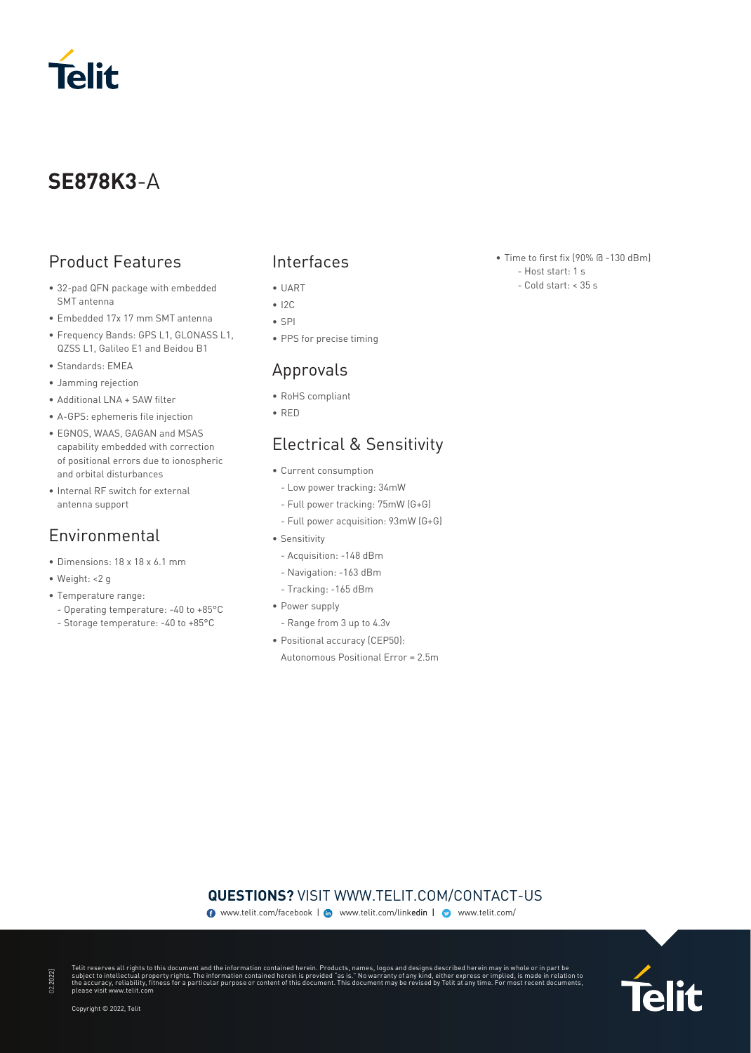# SE878K3-A

## Product Features

- 32-pad QFN package with embedded SMT antenna
- Embedded 17x 17 mm SMT antenna
- Frequency Bands: GPS L1, GLONASS L1, QZSS L1, Galileo E1 and Beidou B1
- Standards: EMEA
- Jamming rejection
- Additional LNA + SAW filter
- A-GPS: ephemeris file injection
- EGNOS, WAAS, GAGAN and MSAS capability embedded with correction of positional errors due to ionospheric and orbital disturbances
- Internal RF switch for external antenna support

## Environmental

- Dimensions: 18 x 18 x 6.1 mm
- Weight: <2 g
- Temperature range:
  - Operating temperature: -40 to +85°C
  - Storage temperature: -40 to +85°C

## Interfaces

- UART
- I2C
- SPI
- PPS for precise timing

## Approvals

- RoHS compliant
- RED

## Electrical & Sensitivity

- Current consumption
  - Low power tracking: 34mW
  - Full power tracking: 75mW (G+G)
  - Full power acquisition: 93mW (G+G)
- Sensitivity
  - Acquisition: -148 dBm
  - Navigation: -163 dBm
  - Tracking: -165 dBm
- Power supply
  - Range from 3 up to 4.3v
- Positional accuracy (CEP50): Autonomous Positional Error = 2.5m
- Time to first fix (90% @ -130 dBm)
  - Host start: 1 s
  - Cold start: < 35 s

**QUESTIONS?** VISIT WWW.TELIT.COM/CONTACT-US

www.telit.com/facebook | www.telit.com/linkedin | www.telit.com/

Telit reserves all rights to this document and the information contained herein. Products, names, logos and designs described herein may in whole or in part be subject to intellectual property rights. The information contained herein is provided "as is." No warranty of any kind, either express or implied, is made in relation to the accuracy, reliability, fitness for a particular purpose or content of this document. This document may be revised by Telit at any time. For most recent documents, please visit www.telit.com

Copyright © 2022, Telit

02.2022